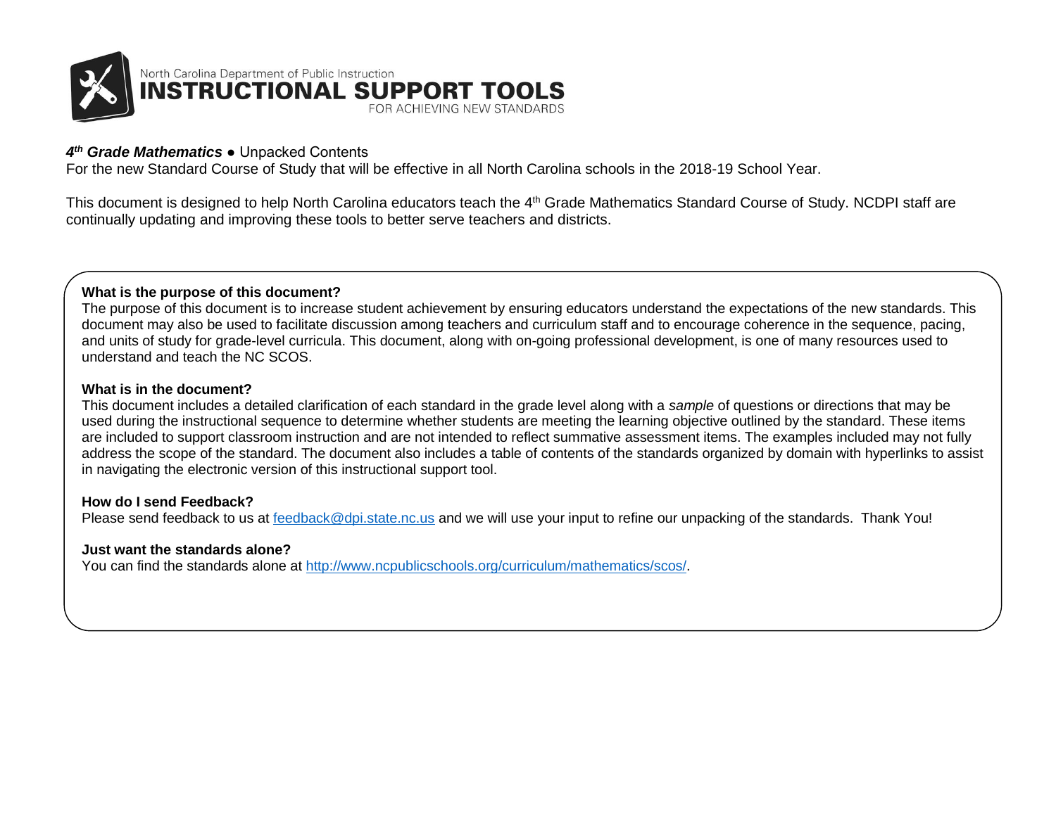North Carolina Department of Public Instruction

# INSTRUCTIONAL SUPPORT TOOLS

FOR ACHIEVING NEW STANDARDS

***4th Grade Mathematics*** ● Unpacked Contents

For the new Standard Course of Study that will be effective in all North Carolina schools in the 2018-19 School Year.

This document is designed to help North Carolina educators teach the 4th Grade Mathematics Standard Course of Study. NCDPI staff are continually updating and improving these tools to better serve teachers and districts.

**What is the purpose of this document?**

The purpose of this document is to increase student achievement by ensuring educators understand the expectations of the new standards. This document may also be used to facilitate discussion among teachers and curriculum staff and to encourage coherence in the sequence, pacing, and units of study for grade-level curricula. This document, along with on-going professional development, is one of many resources used to understand and teach the NC SCOS.

**What is in the document?**

This document includes a detailed clarification of each standard in the grade level along with a *sample* of questions or directions that may be used during the instructional sequence to determine whether students are meeting the learning objective outlined by the standard. These items are included to support classroom instruction and are not intended to reflect summative assessment items. The examples included may not fully address the scope of the standard. The document also includes a table of contents of the standards organized by domain with hyperlinks to assist in navigating the electronic version of this instructional support tool.

**How do I send Feedback?**

Please send feedback to us at feedback@dpi.state.nc.us and we will use your input to refine our unpacking of the standards. Thank You!

**Just want the standards alone?**

You can find the standards alone at http://www.ncpublicschools.org/curriculum/mathematics/scos/.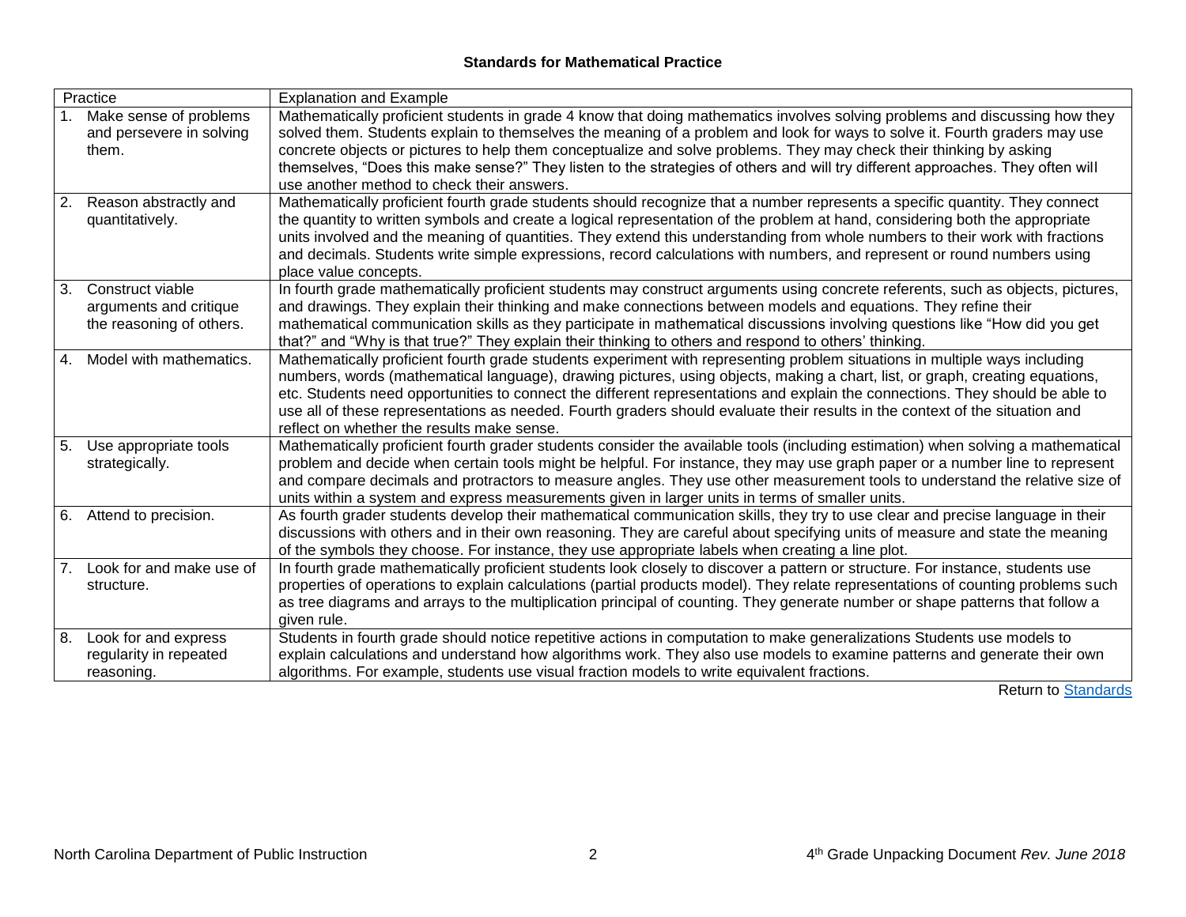**Standards for Mathematical Practice**

| Practice | Explanation and Example |
| --- | --- |
| 1. Make sense of problems and persevere in solving them. | Mathematically proficient students in grade 4 know that doing mathematics involves solving problems and discussing how they solved them. Students explain to themselves the meaning of a problem and look for ways to solve it. Fourth graders may use concrete objects or pictures to help them conceptualize and solve problems. They may check their thinking by asking themselves, "Does this make sense?" They listen to the strategies of others and will try different approaches. They often will use another method to check their answers. |
| 2. Reason abstractly and quantitatively. | Mathematically proficient fourth grade students should recognize that a number represents a specific quantity. They connect the quantity to written symbols and create a logical representation of the problem at hand, considering both the appropriate units involved and the meaning of quantities. They extend this understanding from whole numbers to their work with fractions and decimals. Students write simple expressions, record calculations with numbers, and represent or round numbers using place value concepts. |
| 3. Construct viable arguments and critique the reasoning of others. | In fourth grade mathematically proficient students may construct arguments using concrete referents, such as objects, pictures, and drawings. They explain their thinking and make connections between models and equations. They refine their mathematical communication skills as they participate in mathematical discussions involving questions like "How did you get that?" and "Why is that true?" They explain their thinking to others and respond to others' thinking. |
| 4. Model with mathematics. | Mathematically proficient fourth grade students experiment with representing problem situations in multiple ways including numbers, words (mathematical language), drawing pictures, using objects, making a chart, list, or graph, creating equations, etc. Students need opportunities to connect the different representations and explain the connections. They should be able to use all of these representations as needed. Fourth graders should evaluate their results in the context of the situation and reflect on whether the results make sense. |
| 5. Use appropriate tools strategically. | Mathematically proficient fourth grader students consider the available tools (including estimation) when solving a mathematical problem and decide when certain tools might be helpful. For instance, they may use graph paper or a number line to represent and compare decimals and protractors to measure angles. They use other measurement tools to understand the relative size of units within a system and express measurements given in larger units in terms of smaller units. |
| 6. Attend to precision. | As fourth grader students develop their mathematical communication skills, they try to use clear and precise language in their discussions with others and in their own reasoning. They are careful about specifying units of measure and state the meaning of the symbols they choose. For instance, they use appropriate labels when creating a line plot. |
| 7. Look for and make use of structure. | In fourth grade mathematically proficient students look closely to discover a pattern or structure. For instance, students use properties of operations to explain calculations (partial products model). They relate representations of counting problems such as tree diagrams and arrays to the multiplication principal of counting. They generate number or shape patterns that follow a given rule. |
| 8. Look for and express regularity in repeated reasoning. | Students in fourth grade should notice repetitive actions in computation to make generalizations Students use models to explain calculations and understand how algorithms work. They also use models to examine patterns and generate their own algorithms. For example, students use visual fraction models to write equivalent fractions. |

Return to Standards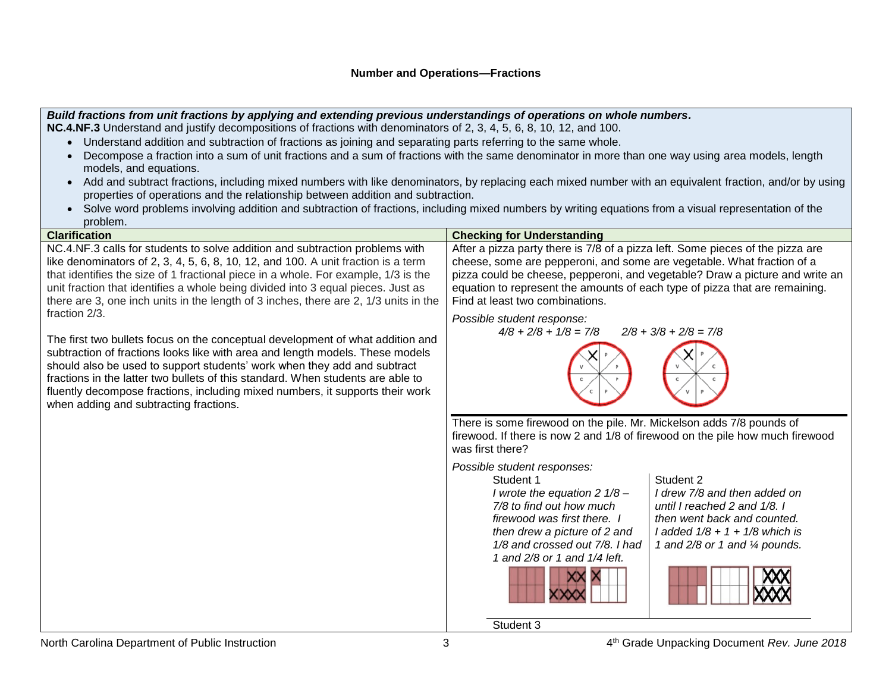**Number and Operations—Fractions**

***Build fractions from unit fractions by applying and extending previous understandings of operations on whole numbers.***

**NC.4.NF.3** Understand and justify decompositions of fractions with denominators of 2, 3, 4, 5, 6, 8, 10, 12, and 100.

- Understand addition and subtraction of fractions as joining and separating parts referring to the same whole.
- Decompose a fraction into a sum of unit fractions and a sum of fractions with the same denominator in more than one way using area models, length models, and equations.
- Add and subtract fractions, including mixed numbers with like denominators, by replacing each mixed number with an equivalent fraction, and/or by using properties of operations and the relationship between addition and subtraction.
- Solve word problems involving addition and subtraction of fractions, including mixed numbers by writing equations from a visual representation of the problem.

### Clarification

NC.4.NF.3 calls for students to solve addition and subtraction problems with like denominators of 2, 3, 4, 5, 6, 8, 10, 12, and 100. A unit fraction is a term that identifies the size of 1 fractional piece in a whole. For example, 1/3 is the unit fraction that identifies a whole being divided into 3 equal pieces. Just as there are 3, one inch units in the length of 3 inches, there are 2, 1/3 units in the fraction 2/3.

The first two bullets focus on the conceptual development of what addition and subtraction of fractions looks like with area and length models. These models should also be used to support students' work when they add and subtract fractions in the latter two bullets of this standard. When students are able to fluently decompose fractions, including mixed numbers, it supports their work when adding and subtracting fractions.

### Checking for Understanding

After a pizza party there is 7/8 of a pizza left. Some pieces of the pizza are cheese, some are pepperoni, and some are vegetable. What fraction of a pizza could be cheese, pepperoni, and vegetable? Draw a picture and write an equation to represent the amounts of each type of pizza that are remaining. Find at least two combinations.

*Possible student response:*

*4/8 + 2/8 + 1/8 = 7/8*  *2/8 + 3/8 + 2/8 = 7/8*

---

There is some firewood on the pile. Mr. Mickelson adds 7/8 pounds of firewood. If there is now 2 and 1/8 of firewood on the pile how much firewood was first there?

*Possible student responses:*

Student 1

*I wrote the equation 2 1/8 – 7/8 to find out how much firewood was first there. I then drew a picture of 2 and 1/8 and crossed out 7/8. I had 1 and 2/8 or 1 and 1/4 left.*

Student 2

*I drew 7/8 and then added on until I reached 2 and 1/8. I then went back and counted. I added 1/8 + 1 + 1/8 which is 1 and 2/8 or 1 and ¼ pounds.*

Student 3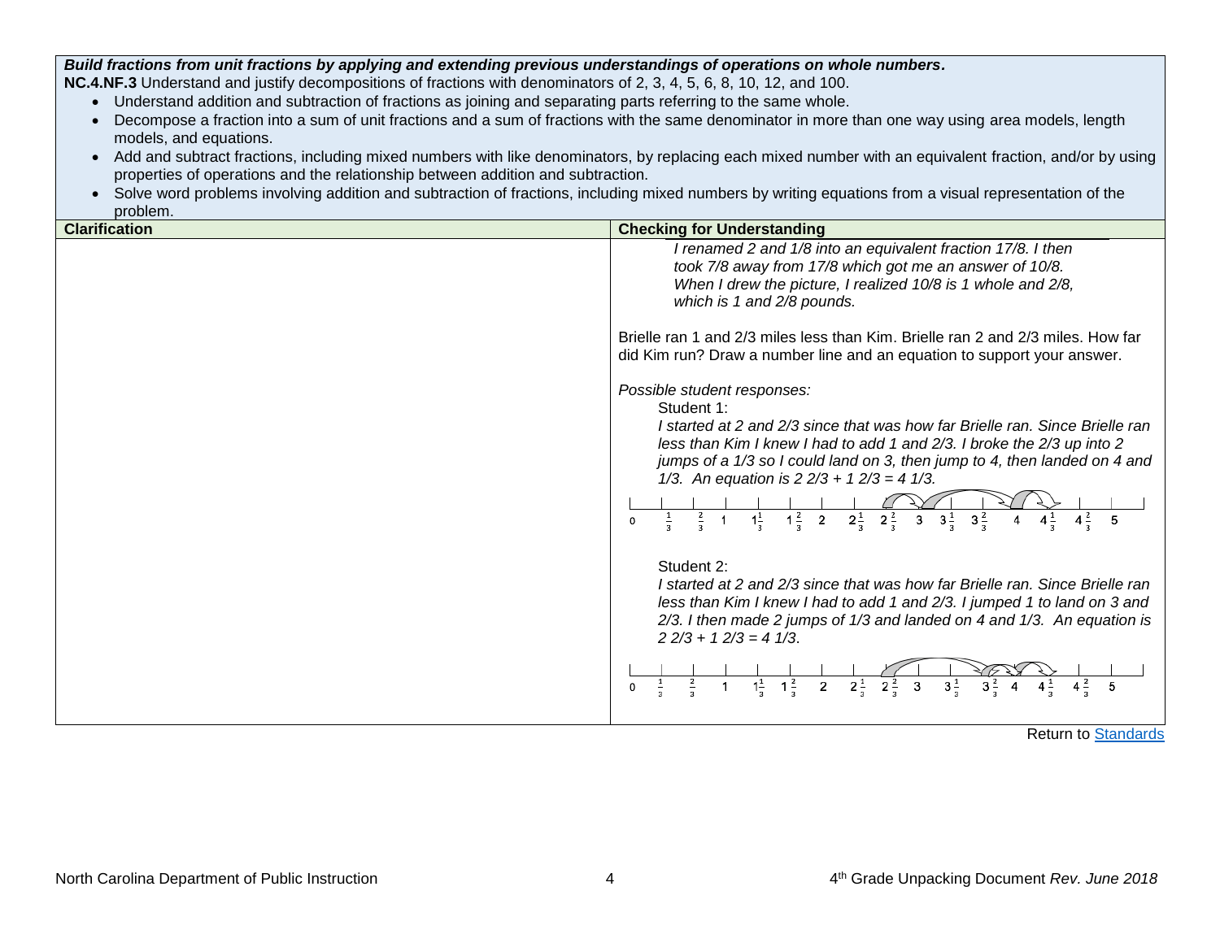***Build fractions from unit fractions by applying and extending previous understandings of operations on whole numbers.***

**NC.4.NF.3** Understand and justify decompositions of fractions with denominators of 2, 3, 4, 5, 6, 8, 10, 12, and 100.

- Understand addition and subtraction of fractions as joining and separating parts referring to the same whole.
- Decompose a fraction into a sum of unit fractions and a sum of fractions with the same denominator in more than one way using area models, length models, and equations.
- Add and subtract fractions, including mixed numbers with like denominators, by replacing each mixed number with an equivalent fraction, and/or by using properties of operations and the relationship between addition and subtraction.
- Solve word problems involving addition and subtraction of fractions, including mixed numbers by writing equations from a visual representation of the problem.

| Clarification | Checking for Understanding |
| --- | --- |
| | *I renamed 2 and 1/8 into an equivalent fraction 17/8. I then took 7/8 away from 17/8 which got me an answer of 10/8. When I drew the picture, I realized 10/8 is 1 whole and 2/8, which is 1 and 2/8 pounds.*<br><br>Brielle ran 1 and 2/3 miles less than Kim. Brielle ran 2 and 2/3 miles. How far did Kim run? Draw a number line and an equation to support your answer.<br><br>*Possible student responses:*<br>Student 1:<br>*I started at 2 and 2/3 since that was how far Brielle ran. Since Brielle ran less than Kim I knew I had to add 1 and 2/3. I broke the 2/3 up into 2 jumps of a 1/3 so I could land on 3, then jump to 4, then landed on 4 and 1/3. An equation is 2 2/3 + 1 2/3 = 4 1/3.*<br><br>0 $\frac{1}{3}$ $\frac{2}{3}$ 1 $1\frac{1}{3}$ $1\frac{2}{3}$ 2 $2\frac{1}{3}$ $2\frac{2}{3}$ 3 $3\frac{1}{3}$ $3\frac{2}{3}$ 4 $4\frac{1}{3}$ $4\frac{2}{3}$ 5<br><br>Student 2:<br>*I started at 2 and 2/3 since that was how far Brielle ran. Since Brielle ran less than Kim I knew I had to add 1 and 2/3. I jumped 1 to land on 3 and 2/3. I then made 2 jumps of 1/3 and landed on 4 and 1/3. An equation is 2 2/3 + 1 2/3 = 4 1/3.*<br><br>0 $\frac{1}{3}$ $\frac{2}{3}$ 1 $1\frac{1}{3}$ $1\frac{2}{3}$ 2 $2\frac{1}{3}$ $2\frac{2}{3}$ 3 $3\frac{1}{3}$ $3\frac{2}{3}$ 4 $4\frac{1}{3}$ $4\frac{2}{3}$ 5 |

Return to Standards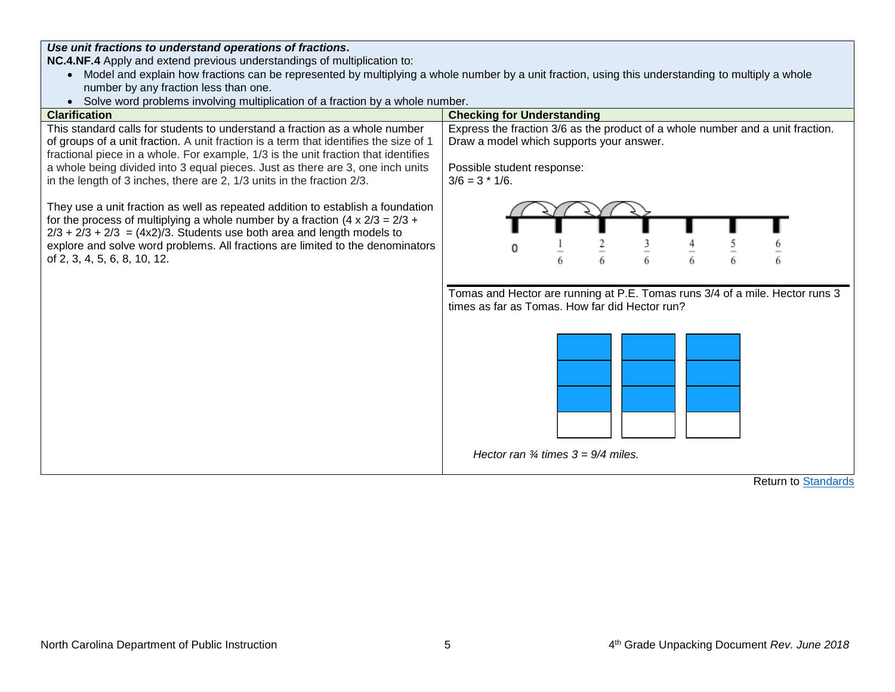***Use unit fractions to understand operations of fractions.***

**NC.4.NF.4** Apply and extend previous understandings of multiplication to:

- Model and explain how fractions can be represented by multiplying a whole number by a unit fraction, using this understanding to multiply a whole number by any fraction less than one.
- Solve word problems involving multiplication of a fraction by a whole number.

| Clarification | Checking for Understanding |
| --- | --- |
| This standard calls for students to understand a fraction as a whole number of groups of a unit fraction. A unit fraction is a term that identifies the size of 1 fractional piece in a whole. For example, 1/3 is the unit fraction that identifies a whole being divided into 3 equal pieces. Just as there are 3, one inch units in the length of 3 inches, there are 2, 1/3 units in the fraction 2/3.<br><br>They use a unit fraction as well as repeated addition to establish a foundation for the process of multiplying a whole number by a fraction ($4 \times 2/3 = 2/3 + 2/3 + 2/3 + 2/3 = (4 \times 2)/3$). Students use both area and length models to explore and solve word problems. All fractions are limited to the denominators of 2, 3, 4, 5, 6, 8, 10, 12. | Express the fraction 3/6 as the product of a whole number and a unit fraction. Draw a model which supports your answer.<br><br>Possible student response:<br>$3/6 = 3 * 1/6$.<br><br>0, $\frac{1}{6}$, $\frac{2}{6}$, $\frac{3}{6}$, $\frac{4}{6}$, $\frac{5}{6}$, $\frac{6}{6}$<br><br>Tomas and Hector are running at P.E. Tomas runs 3/4 of a mile. Hector runs 3 times as far as Tomas. How far did Hector run?<br><br>*Hector ran ¾ times 3 = 9/4 miles.* |

Return to Standards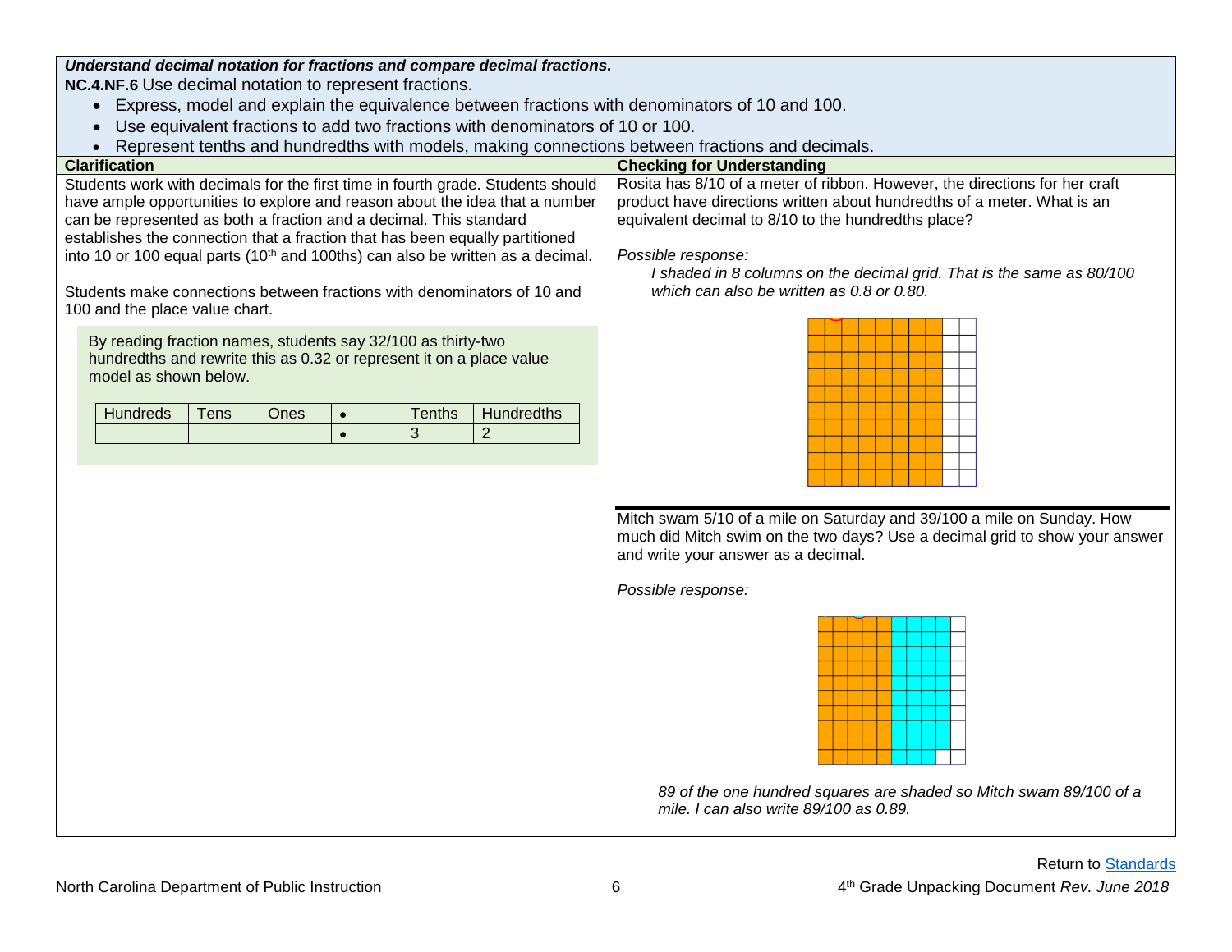***Understand decimal notation for fractions and compare decimal fractions.***

**NC.4.NF.6** Use decimal notation to represent fractions.

- Express, model and explain the equivalence between fractions with denominators of 10 and 100.
- Use equivalent fractions to add two fractions with denominators of 10 or 100.
- Represent tenths and hundredths with models, making connections between fractions and decimals.

**Clarification**

Students work with decimals for the first time in fourth grade. Students should have ample opportunities to explore and reason about the idea that a number can be represented as both a fraction and a decimal. This standard establishes the connection that a fraction that has been equally partitioned into 10 or 100 equal parts (10th and 100ths) can also be written as a decimal.

Students make connections between fractions with denominators of 10 and 100 and the place value chart.

By reading fraction names, students say 32/100 as thirty-two hundredths and rewrite this as 0.32 or represent it on a place value model as shown below.

| Hundreds | Tens | Ones | • | Tenths | Hundredths |
|---|---|---|---|---|---|
| | | | • | 3 | 2 |

**Checking for Understanding**

Rosita has 8/10 of a meter of ribbon. However, the directions for her craft product have directions written about hundredths of a meter. What is an equivalent decimal to 8/10 to the hundredths place?

*Possible response:*

*I shaded in 8 columns on the decimal grid. That is the same as 80/100 which can also be written as 0.8 or 0.80.*

Mitch swam 5/10 of a mile on Saturday and 39/100 a mile on Sunday. How much did Mitch swim on the two days? Use a decimal grid to show your answer and write your answer as a decimal.

*Possible response:*

*89 of the one hundred squares are shaded so Mitch swam 89/100 of a mile. I can also write 89/100 as 0.89.*

Return to Standards